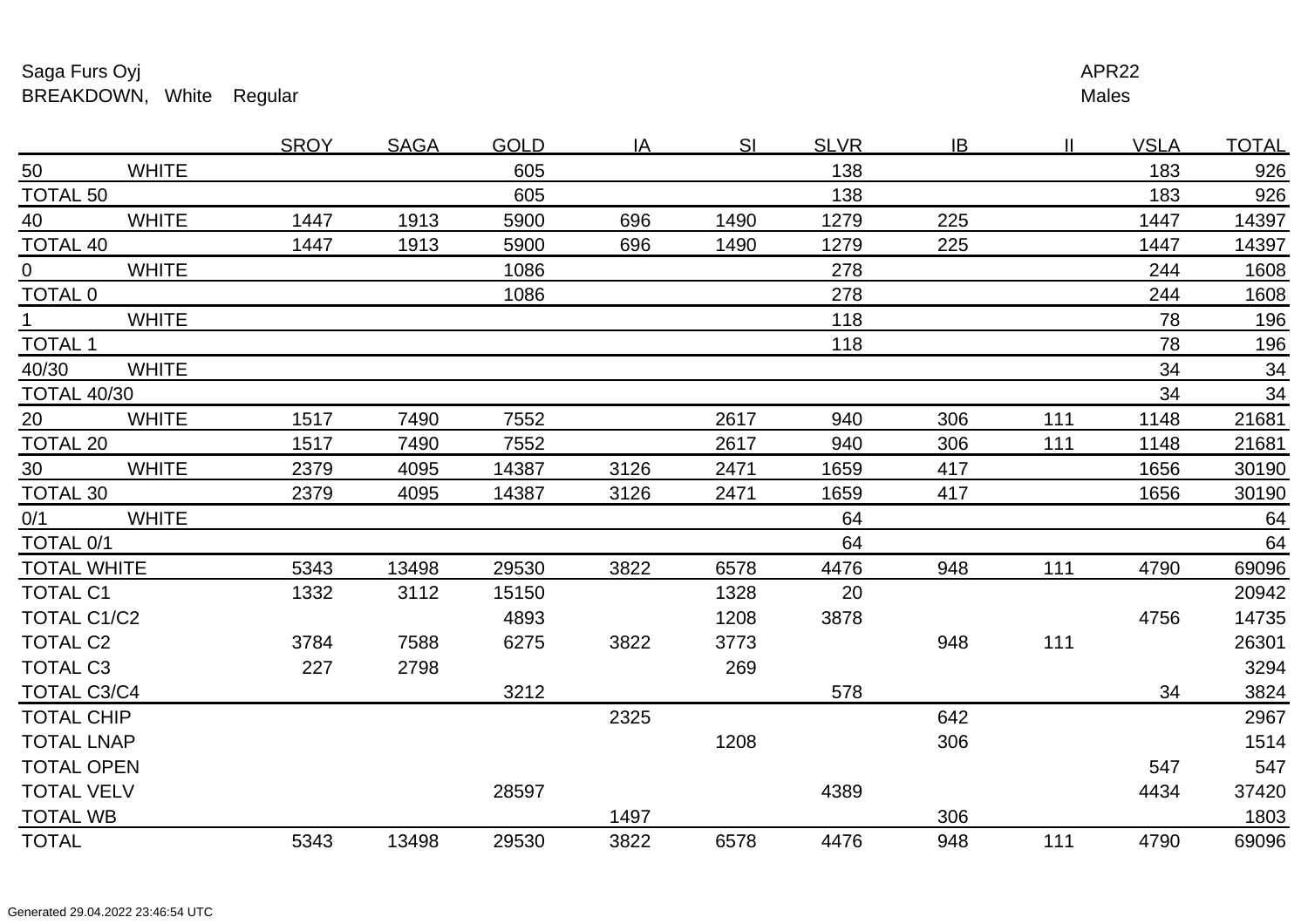Saga Furs Oyj
BREAKDOWN, White Regular

APR22
Males

| | | SROY | SAGA | GOLD | IA | SI | SLVR | IB | II | VSLA | TOTAL |
|---|---|---|---|---|---|---|---|---|---|---|---|
| 50 | WHITE | | | 605 | | | 138 | | | 183 | 926 |
| TOTAL 50 | | | | 605 | | | 138 | | | 183 | 926 |
| 40 | WHITE | 1447 | 1913 | 5900 | 696 | 1490 | 1279 | 225 | | 1447 | 14397 |
| TOTAL 40 | | 1447 | 1913 | 5900 | 696 | 1490 | 1279 | 225 | | 1447 | 14397 |
| 0 | WHITE | | | 1086 | | | 278 | | | 244 | 1608 |
| TOTAL 0 | | | | 1086 | | | 278 | | | 244 | 1608 |
| 1 | WHITE | | | | | | 118 | | | 78 | 196 |
| TOTAL 1 | | | | | | | 118 | | | 78 | 196 |
| 40/30 | WHITE | | | | | | | | | 34 | 34 |
| TOTAL 40/30 | | | | | | | | | | 34 | 34 |
| 20 | WHITE | 1517 | 7490 | 7552 | | 2617 | 940 | 306 | 111 | 1148 | 21681 |
| TOTAL 20 | | 1517 | 7490 | 7552 | | 2617 | 940 | 306 | 111 | 1148 | 21681 |
| 30 | WHITE | 2379 | 4095 | 14387 | 3126 | 2471 | 1659 | 417 | | 1656 | 30190 |
| TOTAL 30 | | 2379 | 4095 | 14387 | 3126 | 2471 | 1659 | 417 | | 1656 | 30190 |
| 0/1 | WHITE | | | | | | 64 | | | | 64 |
| TOTAL 0/1 | | | | | | | 64 | | | | 64 |
| TOTAL WHITE | | 5343 | 13498 | 29530 | 3822 | 6578 | 4476 | 948 | 111 | 4790 | 69096 |
| TOTAL C1 | | 1332 | 3112 | 15150 | | 1328 | 20 | | | | 20942 |
| TOTAL C1/C2 | | | | 4893 | | 1208 | 3878 | | | 4756 | 14735 |
| TOTAL C2 | | 3784 | 7588 | 6275 | 3822 | 3773 | | 948 | 111 | | 26301 |
| TOTAL C3 | | 227 | 2798 | | | 269 | | | | | 3294 |
| TOTAL C3/C4 | | | | 3212 | | | 578 | | | 34 | 3824 |
| TOTAL CHIP | | | | | 2325 | | | 642 | | | 2967 |
| TOTAL LNAP | | | | | | 1208 | | 306 | | | 1514 |
| TOTAL OPEN | | | | | | | | | | 547 | 547 |
| TOTAL VELV | | | | 28597 | | | 4389 | | | 4434 | 37420 |
| TOTAL WB | | | | | 1497 | | | 306 | | | 1803 |
| TOTAL | | 5343 | 13498 | 29530 | 3822 | 6578 | 4476 | 948 | 111 | 4790 | 69096 |

Generated 29.04.2022 23:46:54 UTC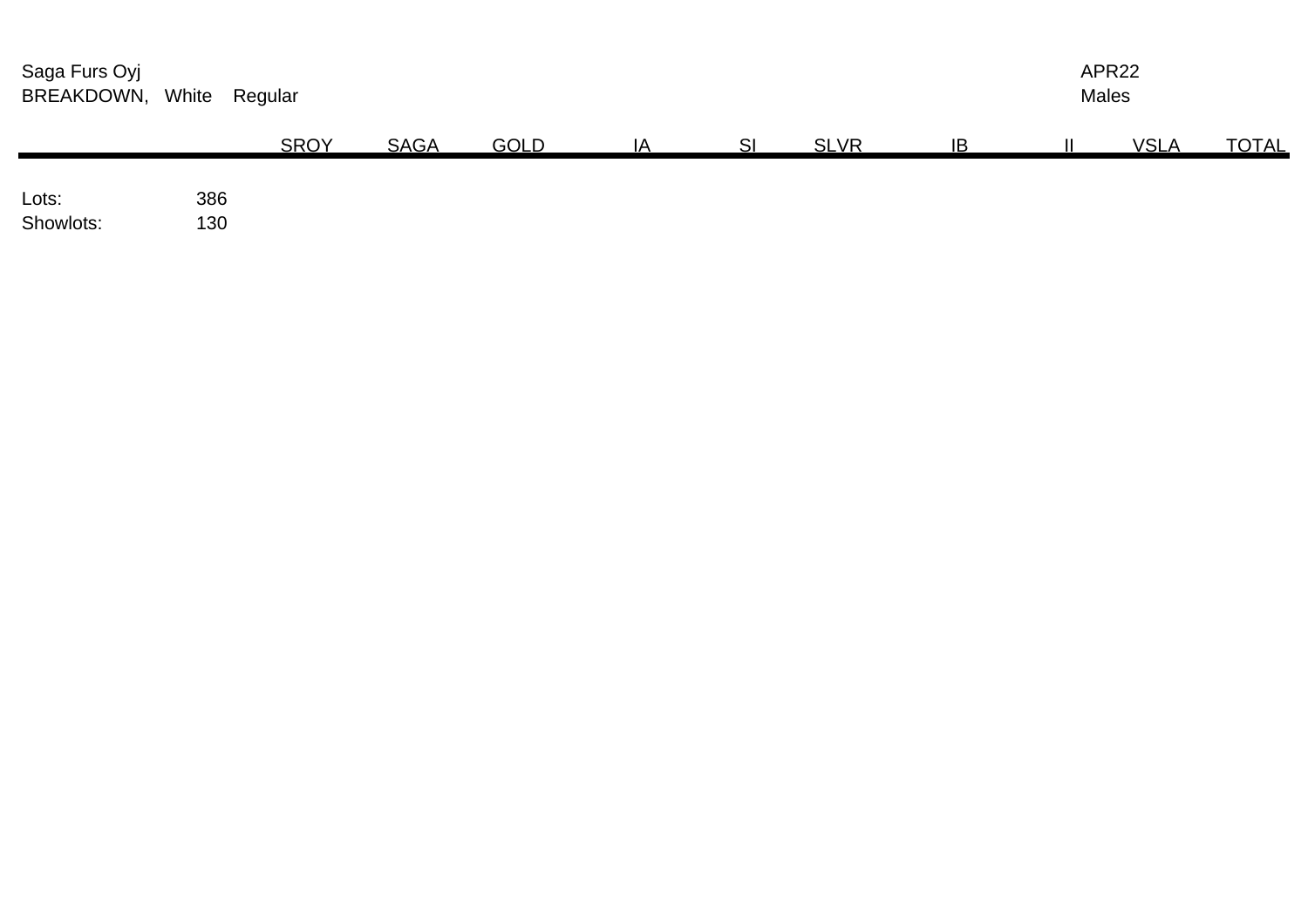Saga Furs Oyj

BREAKDOWN, White Regular

APR22

Males

| | SROY | SAGA | GOLD | IA | SI | SLVR | IB | II | VSLA | TOTAL |
|---|---|---|---|---|---|---|---|---|---|---|

Lots: 386

Showlots: 130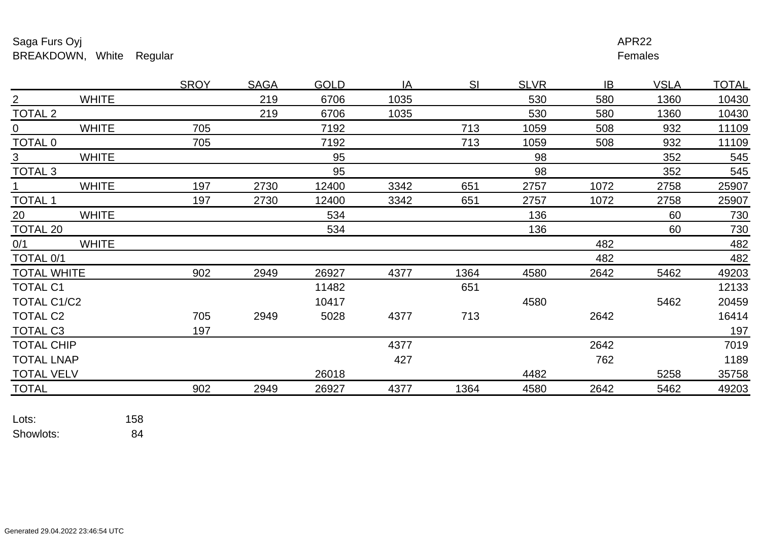Saga Furs Oyj
BREAKDOWN, White Regular

APR22
Females

| | | SROY | SAGA | GOLD | IA | SI | SLVR | IB | VSLA | TOTAL |
|---|---|---|---|---|---|---|---|---|---|---|
| 2 | WHITE | | 219 | 6706 | 1035 | | 530 | 580 | 1360 | 10430 |
| TOTAL 2 | | | 219 | 6706 | 1035 | | 530 | 580 | 1360 | 10430 |
| 0 | WHITE | 705 | | 7192 | | 713 | 1059 | 508 | 932 | 11109 |
| TOTAL 0 | | 705 | | 7192 | | 713 | 1059 | 508 | 932 | 11109 |
| 3 | WHITE | | | 95 | | | 98 | | 352 | 545 |
| TOTAL 3 | | | | 95 | | | 98 | | 352 | 545 |
| 1 | WHITE | 197 | 2730 | 12400 | 3342 | 651 | 2757 | 1072 | 2758 | 25907 |
| TOTAL 1 | | 197 | 2730 | 12400 | 3342 | 651 | 2757 | 1072 | 2758 | 25907 |
| 20 | WHITE | | | 534 | | | 136 | | 60 | 730 |
| TOTAL 20 | | | | 534 | | | 136 | | 60 | 730 |
| 0/1 | WHITE | | | | | | | 482 | | 482 |
| TOTAL 0/1 | | | | | | | | 482 | | 482 |
| TOTAL WHITE | | 902 | 2949 | 26927 | 4377 | 1364 | 4580 | 2642 | 5462 | 49203 |
| TOTAL C1 | | | | 11482 | | 651 | | | | 12133 |
| TOTAL C1/C2 | | | | 10417 | | | 4580 | | 5462 | 20459 |
| TOTAL C2 | | 705 | 2949 | 5028 | 4377 | 713 | | 2642 | | 16414 |
| TOTAL C3 | | 197 | | | | | | | | 197 |
| TOTAL CHIP | | | | | 4377 | | | 2642 | | 7019 |
| TOTAL LNAP | | | | | 427 | | | 762 | | 1189 |
| TOTAL VELV | | | | 26018 | | | 4482 | | 5258 | 35758 |
| TOTAL | | 902 | 2949 | 26927 | 4377 | 1364 | 4580 | 2642 | 5462 | 49203 |

Lots: 158
Showlots: 84

Generated 29.04.2022 23:46:54 UTC